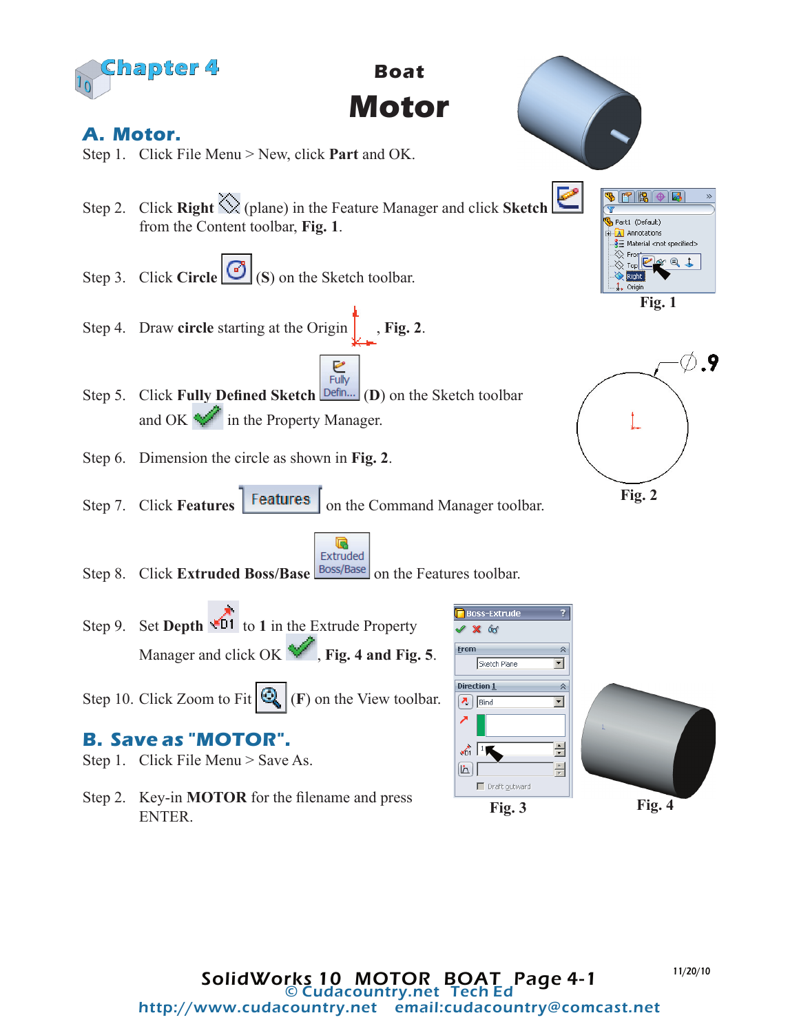Chapter 4

# Boat Motor

## A. Motor.

Step 1. Click File Menu > New, click **Part** and OK.

Step 2. Click **Right** (plane) in the Feature Manager and click **Sketch** from the Content toolbar, **Fig. 1**.

Step 3. Click **Circle** (**S**) on the Sketch toolbar.

Step 4. Draw **circle** starting at the Origin , **Fig. 2**.

Step 5. Click **Fully Defined Sketch** (**D**) on the Sketch toolbar and OK in the Property Manager.

Step 6. Dimension the circle as shown in **Fig. 2**.

Step 7. Click **Features** on the Command Manager toolbar.

Step 8. Click **Extruded Boss/Base** on the Features toolbar.

Step 9. Set **Depth** to **1** in the Extrude Property Manager and click OK, **Fig. 4 and Fig. 5**.

Step 10. Click Zoom to Fit (**F**) on the View toolbar.

**Fig. 1**

**Fig. 2**

**Fig. 3**

**Fig. 4**

## B. Save as "MOTOR".

Step 1. Click File Menu > Save As.

Step 2. Key-in **MOTOR** for the filename and press ENTER.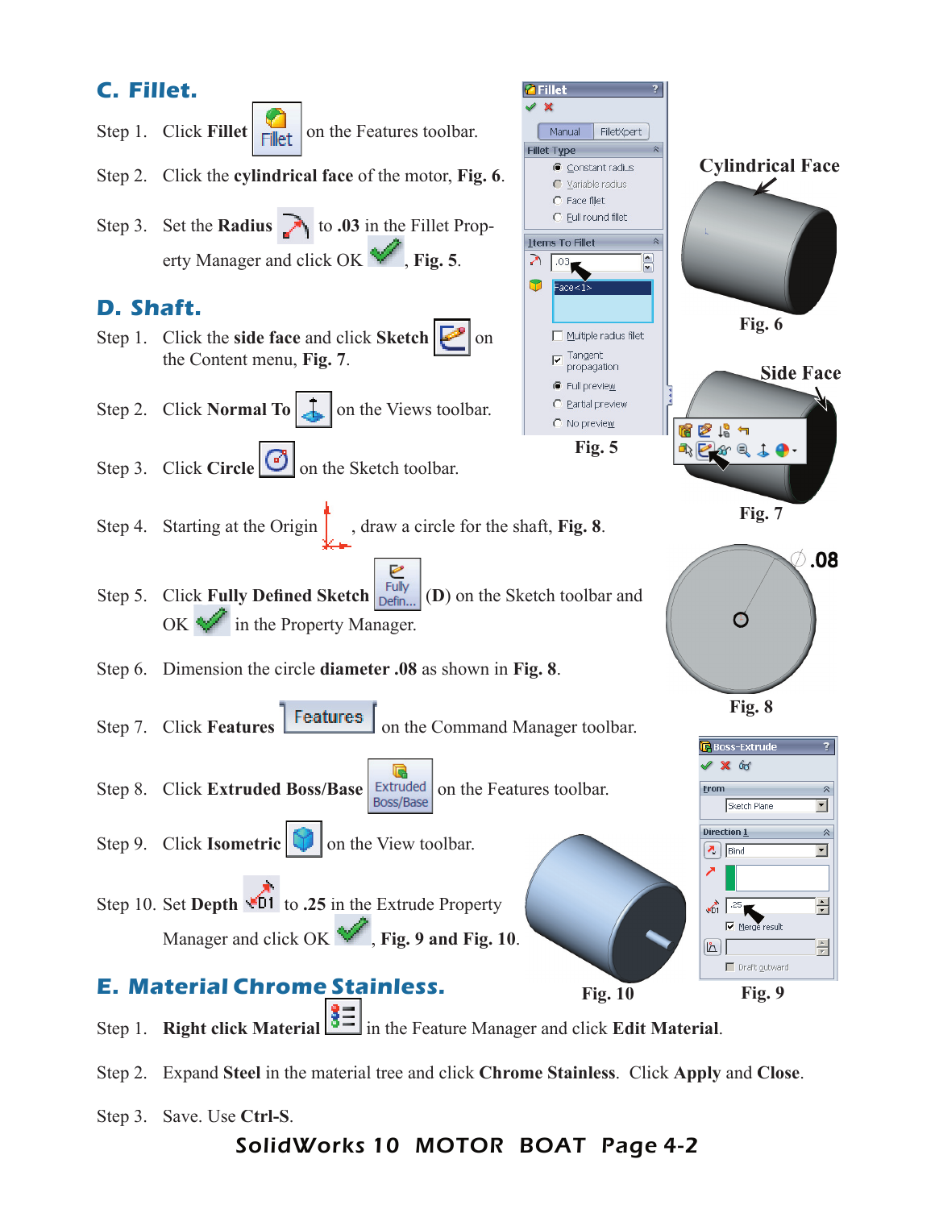## C. Fillet.

Step 1. Click **Fillet** on the Features toolbar.

Step 2. Click the **cylindrical face** of the motor, **Fig. 6**.

Step 3. Set the **Radius** to **.03** in the Fillet Property Manager and click OK, **Fig. 5**.

## D. Shaft.

Step 1. Click the **side face** and click **Sketch** on the Content menu, **Fig. 7**.

Step 2. Click **Normal To** on the Views toolbar.

Step 3. Click **Circle** on the Sketch toolbar.

Step 4. Starting at the Origin, draw a circle for the shaft, **Fig. 8**.

Step 5. Click **Fully Defined Sketch** (**D**) on the Sketch toolbar and OK in the Property Manager.

Step 6. Dimension the circle **diameter .08** as shown in **Fig. 8**.

Step 7. Click **Features** on the Command Manager toolbar.

Step 8. Click **Extruded Boss/Base** on the Features toolbar.

Step 9. Click **Isometric** on the View toolbar.

Step 10. Set **Depth** to **.25** in the Extrude Property Manager and click OK, **Fig. 9 and Fig. 10**.

Fig. 5

Cylindrical Face

Fig. 6

Side Face

Fig. 7

.08

Fig. 8

Fig. 9

Fig. 10

## E. Material Chrome Stainless.

Step 1. **Right click Material** in the Feature Manager and click **Edit Material**.

Step 2. Expand **Steel** in the material tree and click **Chrome Stainless**. Click **Apply** and **Close**.

Step 3. Save. Use **Ctrl-S**.